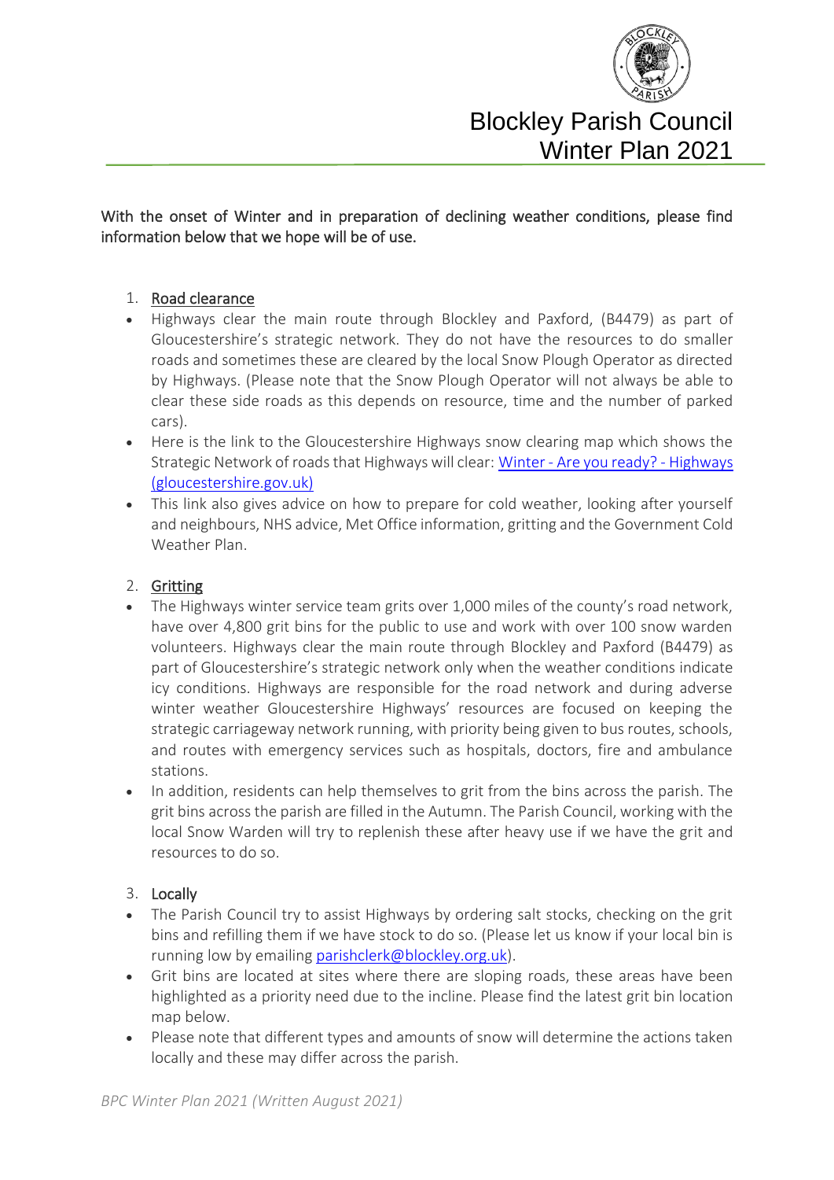# Blockley Parish Council Winter Plan 2021

With the onset of Winter and in preparation of declining weather conditions, please find information below that we hope will be of use.

1. <u>Road clearance</u>

- Highways clear the main route through Blockley and Paxford, (B4479) as part of Gloucestershire's strategic network. They do not have the resources to do smaller roads and sometimes these are cleared by the local Snow Plough Operator as directed by Highways. (Please note that the Snow Plough Operator will not always be able to clear these side roads as this depends on resource, time and the number of parked cars).
- Here is the link to the Gloucestershire Highways snow clearing map which shows the Strategic Network of roads that Highways will clear: [Winter - Are you ready? - Highways (gloucestershire.gov.uk)]()
- This link also gives advice on how to prepare for cold weather, looking after yourself and neighbours, NHS advice, Met Office information, gritting and the Government Cold Weather Plan.

2. <u>Gritting</u>

- The Highways winter service team grits over 1,000 miles of the county's road network, have over 4,800 grit bins for the public to use and work with over 100 snow warden volunteers. Highways clear the main route through Blockley and Paxford (B4479) as part of Gloucestershire's strategic network only when the weather conditions indicate icy conditions. Highways are responsible for the road network and during adverse winter weather Gloucestershire Highways' resources are focused on keeping the strategic carriageway network running, with priority being given to bus routes, schools, and routes with emergency services such as hospitals, doctors, fire and ambulance stations.
- In addition, residents can help themselves to grit from the bins across the parish. The grit bins across the parish are filled in the Autumn. The Parish Council, working with the local Snow Warden will try to replenish these after heavy use if we have the grit and resources to do so.

3. Locally

- The Parish Council try to assist Highways by ordering salt stocks, checking on the grit bins and refilling them if we have stock to do so. (Please let us know if your local bin is running low by emailing [parishclerk@blockley.org.uk](mailto:parishclerk@blockley.org.uk)).
- Grit bins are located at sites where there are sloping roads, these areas have been highlighted as a priority need due to the incline. Please find the latest grit bin location map below.
- Please note that different types and amounts of snow will determine the actions taken locally and these may differ across the parish.

*BPC Winter Plan 2021 (Written August 2021)*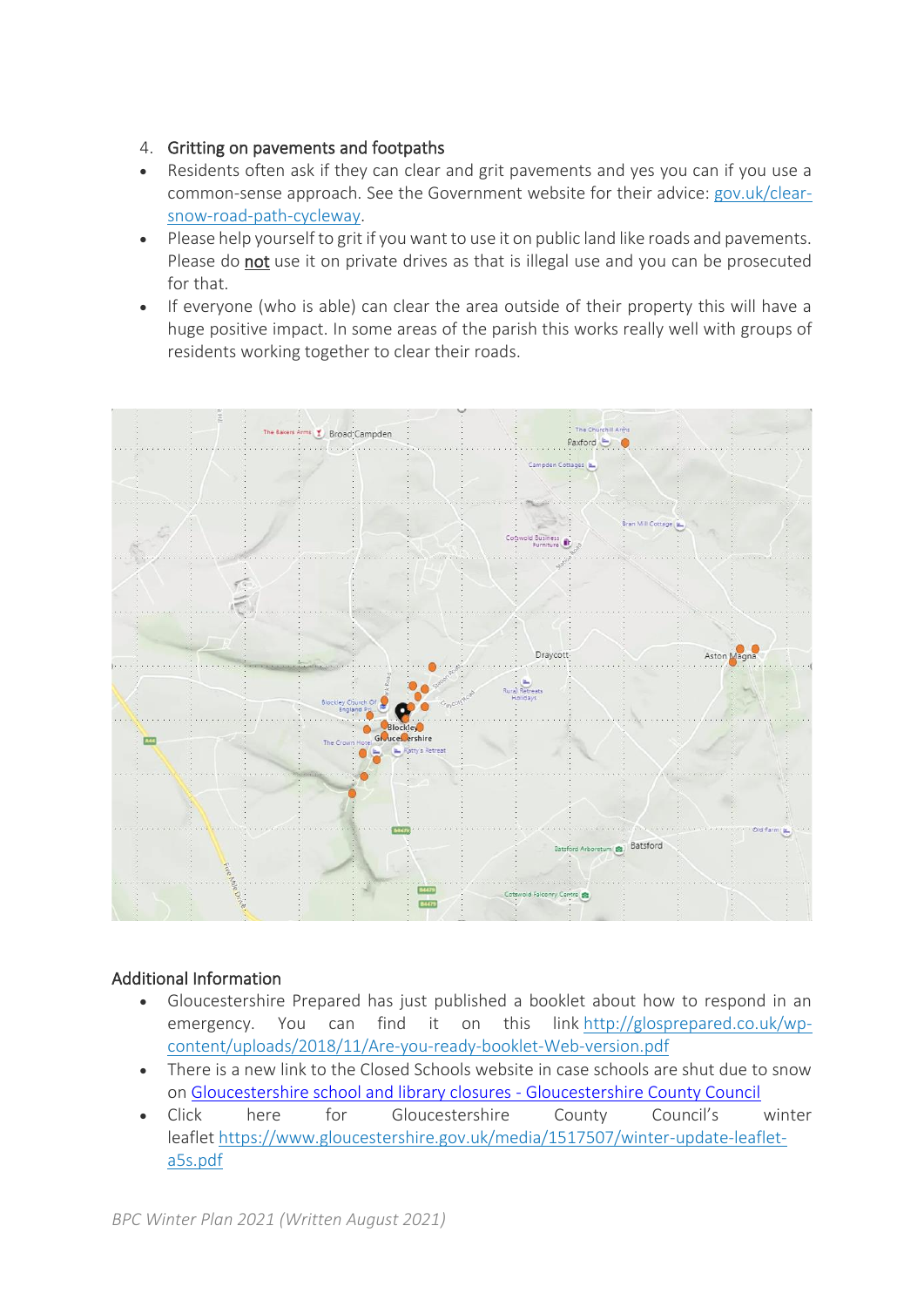4. Gritting on pavements and footpaths

- Residents often ask if they can clear and grit pavements and yes you can if you use a common-sense approach. See the Government website for their advice: [gov.uk/clear-snow-road-path-cycleway](gov.uk/clear-snow-road-path-cycleway).
- Please help yourself to grit if you want to use it on public land like roads and pavements. Please do <u>not</u> use it on private drives as that is illegal use and you can be prosecuted for that.
- If everyone (who is able) can clear the area outside of their property this will have a huge positive impact. In some areas of the parish this works really well with groups of residents working together to clear their roads.

The Bakers Arms
Broad Campden
The Churchill Arms
Paxford
Campden Cottages
Bran Mill Cottage
Cotswold Business Furniture
Draycott
Aston Magna
Rural Retreats Holidays
Blockley Church Of England Pr
Blockley
Gloucestershire
The Crown Hotel
Kitty's Retreat
A44
B4479
Old Farm
Batsford Arboretum
Batsford
Cotswold Falconry Centre
Five Mile Drive

## Additional Information

- Gloucestershire Prepared has just published a booklet about how to respond in an emergency. You can find it on this link [http://glosprepared.co.uk/wp-content/uploads/2018/11/Are-you-ready-booklet-Web-version.pdf](http://glosprepared.co.uk/wp-content/uploads/2018/11/Are-you-ready-booklet-Web-version.pdf)
- There is a new link to the Closed Schools website in case schools are shut due to snow on [Gloucestershire school and library closures - Gloucestershire County Council]()
- Click here for Gloucestershire County Council's winter leaflet [https://www.gloucestershire.gov.uk/media/1517507/winter-update-leaflet-a5s.pdf](https://www.gloucestershire.gov.uk/media/1517507/winter-update-leaflet-a5s.pdf)

*BPC Winter Plan 2021 (Written August 2021)*